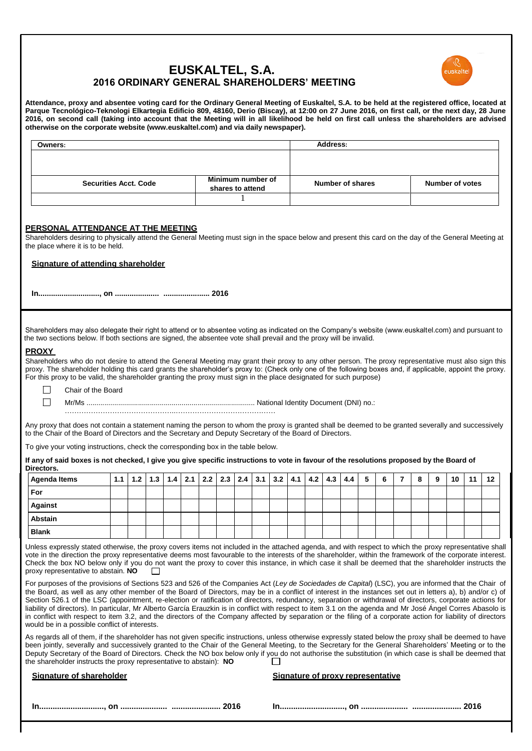# EUSKALTEL, S.A.
## 2016 ORDINARY GENERAL SHAREHOLDERS' MEETING

**Attendance, proxy and absentee voting card for the Ordinary General Meeting of Euskaltel, S.A. to be held at the registered office, located at Parque Tecnológico-Teknologi Elkartegia Edificio 809, 48160, Derio (Biscay), at 12:00 on 27 June 2016, on first call, or the next day, 28 June 2016, on second call (taking into account that the Meeting will in all likelihood be held on first call unless the shareholders are advised otherwise on the corporate website (www.euskaltel.com) and via daily newspaper).**

| Owners: | | Address: | |
|---|---|---|---|
| | | | |
| Securities Acct. Code | Minimum number of shares to attend | Number of shares | Number of votes |
| | 1 | | |

## PERSONAL ATTENDANCE AT THE MEETING

Shareholders desiring to physically attend the General Meeting must sign in the space below and present this card on the day of the General Meeting at the place where it is to be held.

**Signature of attending shareholder**

**In............................., on ..................... ..................... 2016**

Shareholders may also delegate their right to attend or to absentee voting as indicated on the Company's website (www.euskaltel.com) and pursuant to the two sections below. If both sections are signed, the absentee vote shall prevail and the proxy will be invalid.

## PROXY

Shareholders who do not desire to attend the General Meeting may grant their proxy to any other person. The proxy representative must also sign this proxy. The shareholder holding this card grants the shareholder's proxy to: (Check only one of the following boxes and, if applicable, appoint the proxy. For this proxy to be valid, the shareholder granting the proxy must sign in the place designated for such purpose)

☐ Chair of the Board

☐ Mr/Ms .................................................................................... National Identity Document (DNI) no.: ………………………………………..……………………………….…

Any proxy that does not contain a statement naming the person to whom the proxy is granted shall be deemed to be granted severally and successively to the Chair of the Board of Directors and the Secretary and Deputy Secretary of the Board of Directors.

To give your voting instructions, check the corresponding box in the table below.

**If any of said boxes is not checked, I give you give specific instructions to vote in favour of the resolutions proposed by the Board of Directors.**

| Agenda Items | 1.1 | 1.2 | 1.3 | 1.4 | 2.1 | 2.2 | 2.3 | 2.4 | 3.1 | 3.2 | 4.1 | 4.2 | 4.3 | 4.4 | 5 | 6 | 7 | 8 | 9 | 10 | 11 | 12 |
|---|---|---|---|---|---|---|---|---|---|---|---|---|---|---|---|---|---|---|---|---|---|---|
| For | | | | | | | | | | | | | | | | | | | | | | |
| Against | | | | | | | | | | | | | | | | | | | | | | |
| Abstain | | | | | | | | | | | | | | | | | | | | | | |
| Blank | | | | | | | | | | | | | | | | | | | | | | |

Unless expressly stated otherwise, the proxy covers items not included in the attached agenda, and with respect to which the proxy representative shall vote in the direction the proxy representative deems most favourable to the interests of the shareholder, within the framework of the corporate interest. Check the box NO below only if you do not want the proxy to cover this instance, in which case it shall be deemed that the shareholder instructs the proxy representative to abstain. **NO** ☐

For purposes of the provisions of Sections 523 and 526 of the Companies Act (*Ley de Sociedades de Capital*) (LSC), you are informed that the Chair of the Board, as well as any other member of the Board of Directors, may be in a conflict of interest in the instances set out in letters a), b) and/or c) of Section 526.1 of the LSC (appointment, re-election or ratification of directors, redundancy, separation or withdrawal of directors, corporate actions for liability of directors). In particular, Mr Alberto García Erauzkin is in conflict with respect to item 3.1 on the agenda and Mr José Ángel Corres Abasolo is in conflict with respect to item 3.2, and the directors of the Company affected by separation or the filing of a corporate action for liability of directors would be in a possible conflict of interests.

As regards all of them, if the shareholder has not given specific instructions, unless otherwise expressly stated below the proxy shall be deemed to have been jointly, severally and successively granted to the Chair of the General Meeting, to the Secretary for the General Shareholders' Meeting or to the Deputy Secretary of the Board of Directors. Check the NO box below only if you do not authorise the substitution (in which case is shall be deemed that the shareholder instructs the proxy representative to abstain): **NO** ☐

**Signature of shareholder**

**In............................., on ..................... ..................... 2016**

**Signature of proxy representative**

**In............................., on ..................... ..................... 2016**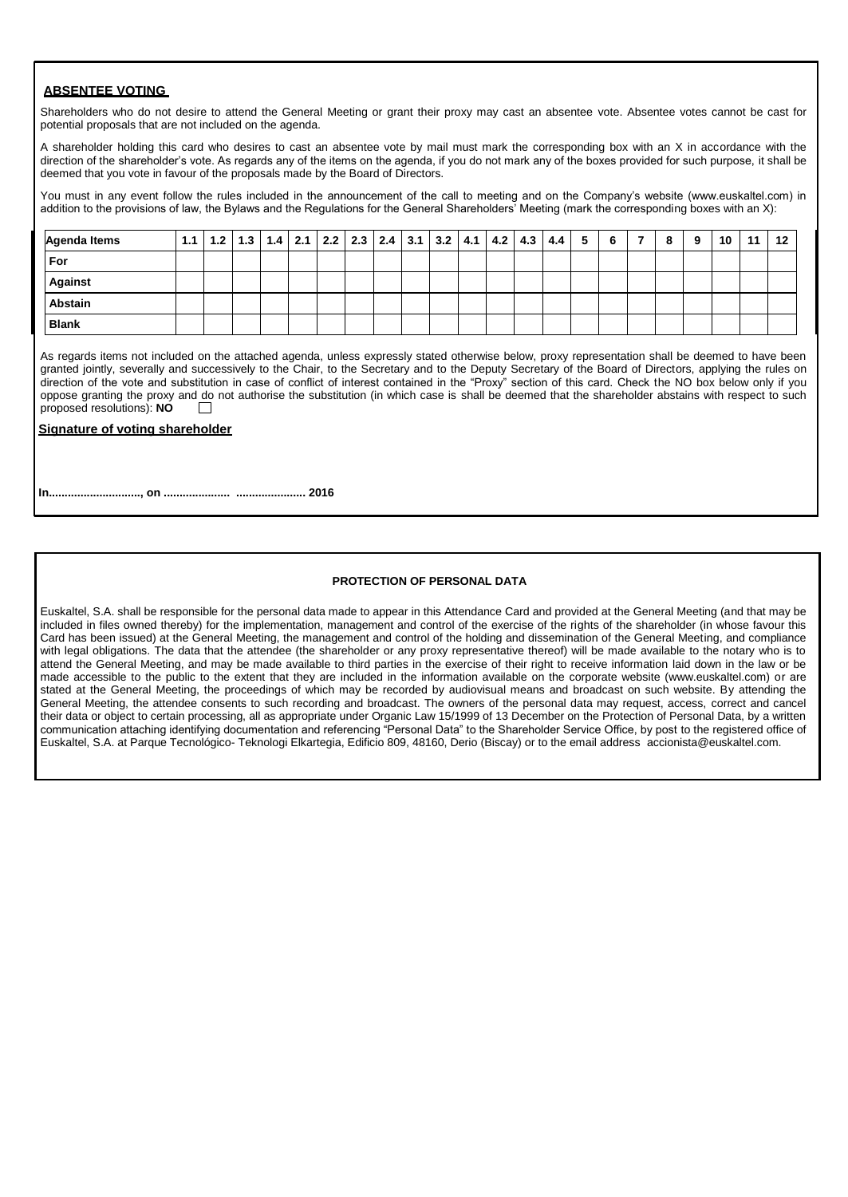**ABSENTEE VOTING**

Shareholders who do not desire to attend the General Meeting or grant their proxy may cast an absentee vote. Absentee votes cannot be cast for potential proposals that are not included on the agenda.

A shareholder holding this card who desires to cast an absentee vote by mail must mark the corresponding box with an X in accordance with the direction of the shareholder's vote. As regards any of the items on the agenda, if you do not mark any of the boxes provided for such purpose, it shall be deemed that you vote in favour of the proposals made by the Board of Directors.

You must in any event follow the rules included in the announcement of the call to meeting and on the Company's website (www.euskaltel.com) in addition to the provisions of law, the Bylaws and the Regulations for the General Shareholders' Meeting (mark the corresponding boxes with an X):

| Agenda Items | 1.1 | 1.2 | 1.3 | 1.4 | 2.1 | 2.2 | 2.3 | 2.4 | 3.1 | 3.2 | 4.1 | 4.2 | 4.3 | 4.4 | 5 | 6 | 7 | 8 | 9 | 10 | 11 | 12 |
|---|---|---|---|---|---|---|---|---|---|---|---|---|---|---|---|---|---|---|---|---|---|---|
| For | | | | | | | | | | | | | | | | | | | | | | |
| Against | | | | | | | | | | | | | | | | | | | | | | |
| Abstain | | | | | | | | | | | | | | | | | | | | | | |
| Blank | | | | | | | | | | | | | | | | | | | | | | |

As regards items not included on the attached agenda, unless expressly stated otherwise below, proxy representation shall be deemed to have been granted jointly, severally and successively to the Chair, to the Secretary and to the Deputy Secretary of the Board of Directors, applying the rules on direction of the vote and substitution in case of conflict of interest contained in the "Proxy" section of this card. Check the NO box below only if you oppose granting the proxy and do not authorise the substitution (in which case is shall be deemed that the shareholder abstains with respect to such proposed resolutions): **NO** ☐

**Signature of voting shareholder**

**In............................., on ..................... ...................... 2016**

**PROTECTION OF PERSONAL DATA**

Euskaltel, S.A. shall be responsible for the personal data made to appear in this Attendance Card and provided at the General Meeting (and that may be included in files owned thereby) for the implementation, management and control of the exercise of the rights of the shareholder (in whose favour this Card has been issued) at the General Meeting, the management and control of the holding and dissemination of the General Meeting, and compliance with legal obligations. The data that the attendee (the shareholder or any proxy representative thereof) will be made available to the notary who is to attend the General Meeting, and may be made available to third parties in the exercise of their right to receive information laid down in the law or be made accessible to the public to the extent that they are included in the information available on the corporate website (www.euskaltel.com) or are stated at the General Meeting, the proceedings of which may be recorded by audiovisual means and broadcast on such website. By attending the General Meeting, the attendee consents to such recording and broadcast. The owners of the personal data may request, access, correct and cancel their data or object to certain processing, all as appropriate under Organic Law 15/1999 of 13 December on the Protection of Personal Data, by a written communication attaching identifying documentation and referencing "Personal Data" to the Shareholder Service Office, by post to the registered office of Euskaltel, S.A. at Parque Tecnológico- Teknologi Elkartegia, Edificio 809, 48160, Derio (Biscay) or to the email address accionista@euskaltel.com.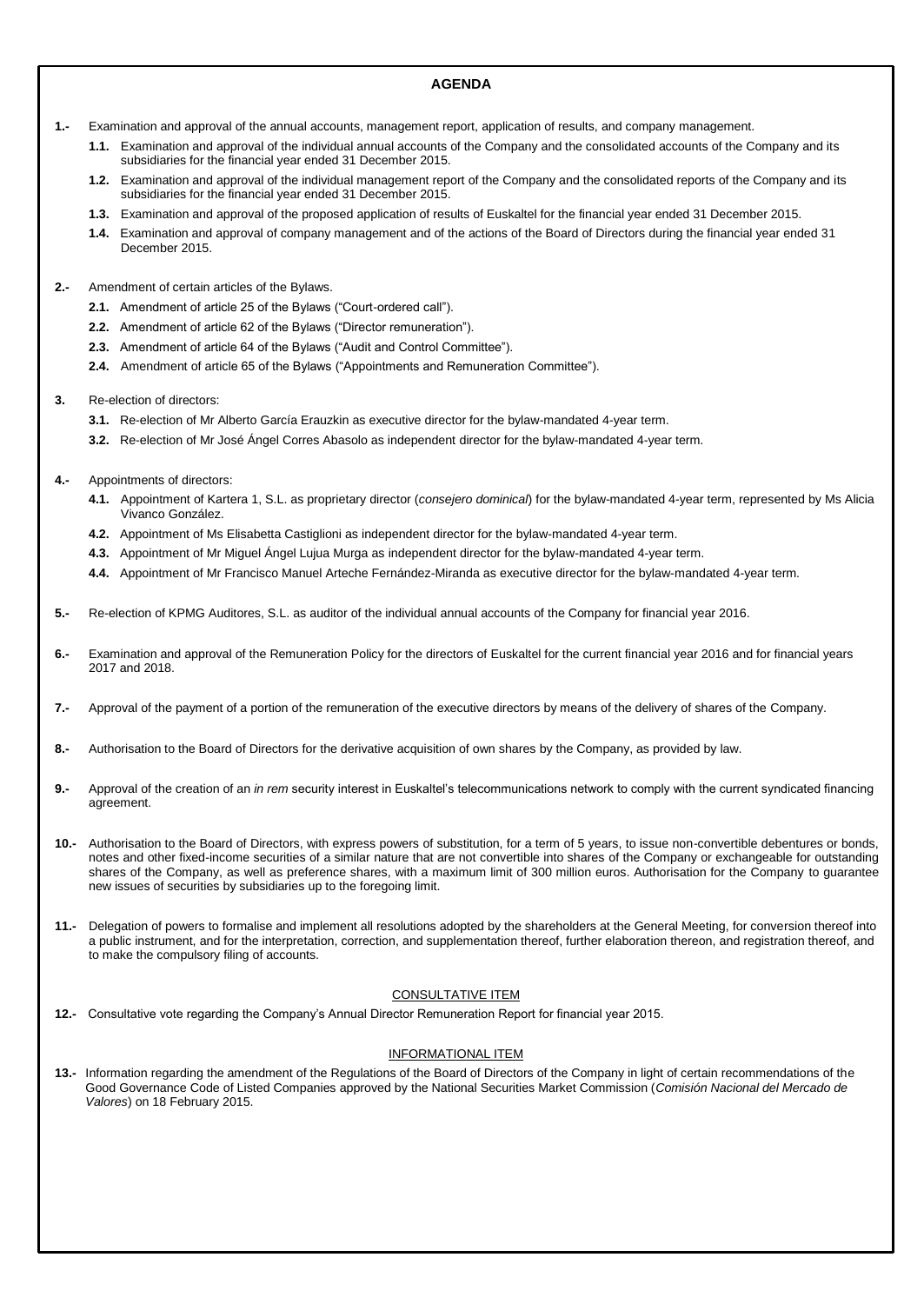## AGENDA

**1.-** Examination and approval of the annual accounts, management report, application of results, and company management.

- **1.1.** Examination and approval of the individual annual accounts of the Company and the consolidated accounts of the Company and its subsidiaries for the financial year ended 31 December 2015.
- **1.2.** Examination and approval of the individual management report of the Company and the consolidated reports of the Company and its subsidiaries for the financial year ended 31 December 2015.
- **1.3.** Examination and approval of the proposed application of results of Euskaltel for the financial year ended 31 December 2015.
- **1.4.** Examination and approval of company management and of the actions of the Board of Directors during the financial year ended 31 December 2015.

**2.-** Amendment of certain articles of the Bylaws.

- **2.1.** Amendment of article 25 of the Bylaws ("Court-ordered call").
- **2.2.** Amendment of article 62 of the Bylaws ("Director remuneration").
- **2.3.** Amendment of article 64 of the Bylaws ("Audit and Control Committee").
- **2.4.** Amendment of article 65 of the Bylaws ("Appointments and Remuneration Committee").

**3.** Re-election of directors:

- **3.1.** Re-election of Mr Alberto García Erauzkin as executive director for the bylaw-mandated 4-year term.
- **3.2.** Re-election of Mr José Ángel Corres Abasolo as independent director for the bylaw-mandated 4-year term.

**4.-** Appointments of directors:

- **4.1.** Appointment of Kartera 1, S.L. as proprietary director (*consejero dominical*) for the bylaw-mandated 4-year term, represented by Ms Alicia Vivanco González.
- **4.2.** Appointment of Ms Elisabetta Castiglioni as independent director for the bylaw-mandated 4-year term.
- **4.3.** Appointment of Mr Miguel Ángel Lujua Murga as independent director for the bylaw-mandated 4-year term.
- **4.4.** Appointment of Mr Francisco Manuel Arteche Fernández-Miranda as executive director for the bylaw-mandated 4-year term.

**5.-** Re-election of KPMG Auditores, S.L. as auditor of the individual annual accounts of the Company for financial year 2016.

**6.-** Examination and approval of the Remuneration Policy for the directors of Euskaltel for the current financial year 2016 and for financial years 2017 and 2018.

**7.-** Approval of the payment of a portion of the remuneration of the executive directors by means of the delivery of shares of the Company.

**8.-** Authorisation to the Board of Directors for the derivative acquisition of own shares by the Company, as provided by law.

**9.-** Approval of the creation of an *in rem* security interest in Euskaltel's telecommunications network to comply with the current syndicated financing agreement.

**10.-** Authorisation to the Board of Directors, with express powers of substitution, for a term of 5 years, to issue non-convertible debentures or bonds, notes and other fixed-income securities of a similar nature that are not convertible into shares of the Company or exchangeable for outstanding shares of the Company, as well as preference shares, with a maximum limit of 300 million euros. Authorisation for the Company to guarantee new issues of securities by subsidiaries up to the foregoing limit.

**11.-** Delegation of powers to formalise and implement all resolutions adopted by the shareholders at the General Meeting, for conversion thereof into a public instrument, and for the interpretation, correction, and supplementation thereof, further elaboration thereon, and registration thereof, and to make the compulsory filing of accounts.

### CONSULTATIVE ITEM

**12.-** Consultative vote regarding the Company's Annual Director Remuneration Report for financial year 2015.

### INFORMATIONAL ITEM

**13.-** Information regarding the amendment of the Regulations of the Board of Directors of the Company in light of certain recommendations of the Good Governance Code of Listed Companies approved by the National Securities Market Commission (*Comisión Nacional del Mercado de Valores*) on 18 February 2015.